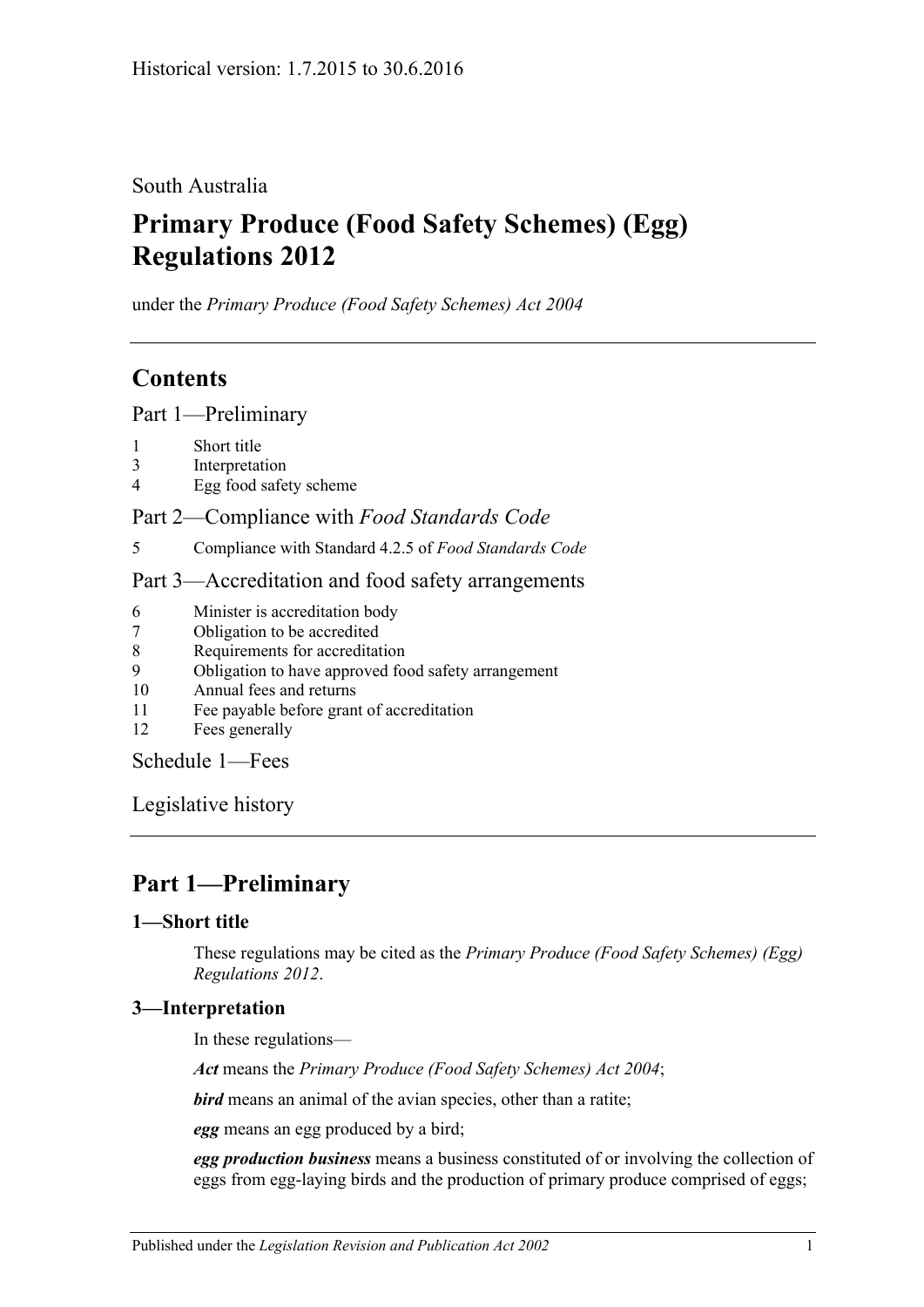Historical version: 1.7.2015 to 30.6.2016

South Australia

# Primary Produce (Food Safety Schemes) (Egg) Regulations 2012

under the *Primary Produce (Food Safety Schemes) Act 2004*

## Contents

Part 1—Preliminary

1 Short title
3 Interpretation
4 Egg food safety scheme

Part 2—Compliance with *Food Standards Code*

5 Compliance with Standard 4.2.5 of *Food Standards Code*

Part 3—Accreditation and food safety arrangements

6 Minister is accreditation body
7 Obligation to be accredited
8 Requirements for accreditation
9 Obligation to have approved food safety arrangement
10 Annual fees and returns
11 Fee payable before grant of accreditation
12 Fees generally

Schedule 1—Fees

Legislative history

## Part 1—Preliminary

### 1—Short title

These regulations may be cited as the *Primary Produce (Food Safety Schemes) (Egg) Regulations 2012*.

### 3—Interpretation

In these regulations—

***Act*** means the *Primary Produce (Food Safety Schemes) Act 2004*;

***bird*** means an animal of the avian species, other than a ratite;

***egg*** means an egg produced by a bird;

***egg production business*** means a business constituted of or involving the collection of eggs from egg-laying birds and the production of primary produce comprised of eggs;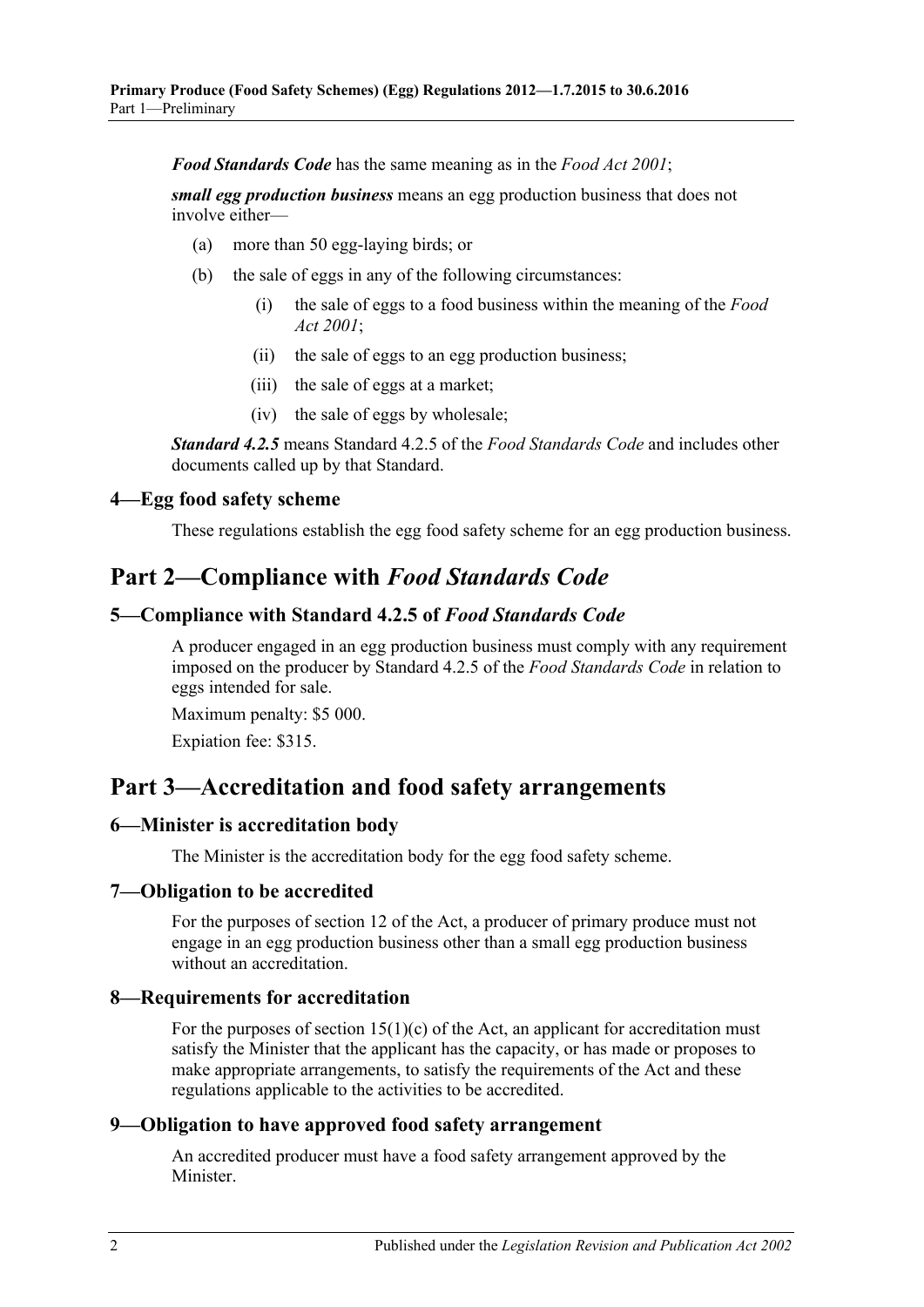***Food Standards Code*** has the same meaning as in the *Food Act 2001*;

***small egg production business*** means an egg production business that does not involve either—

(a) more than 50 egg-laying birds; or

(b) the sale of eggs in any of the following circumstances:

(i) the sale of eggs to a food business within the meaning of the *Food Act 2001*;

(ii) the sale of eggs to an egg production business;

(iii) the sale of eggs at a market;

(iv) the sale of eggs by wholesale;

***Standard 4.2.5*** means Standard 4.2.5 of the *Food Standards Code* and includes other documents called up by that Standard.

### 4—Egg food safety scheme

These regulations establish the egg food safety scheme for an egg production business.

## Part 2—Compliance with *Food Standards Code*

### 5—Compliance with Standard 4.2.5 of *Food Standards Code*

A producer engaged in an egg production business must comply with any requirement imposed on the producer by Standard 4.2.5 of the *Food Standards Code* in relation to eggs intended for sale.

Maximum penalty: $5 000.

Expiation fee: $315.

## Part 3—Accreditation and food safety arrangements

### 6—Minister is accreditation body

The Minister is the accreditation body for the egg food safety scheme.

### 7—Obligation to be accredited

For the purposes of section 12 of the Act, a producer of primary produce must not engage in an egg production business other than a small egg production business without an accreditation.

### 8—Requirements for accreditation

For the purposes of section 15(1)(c) of the Act, an applicant for accreditation must satisfy the Minister that the applicant has the capacity, or has made or proposes to make appropriate arrangements, to satisfy the requirements of the Act and these regulations applicable to the activities to be accredited.

### 9—Obligation to have approved food safety arrangement

An accredited producer must have a food safety arrangement approved by the Minister.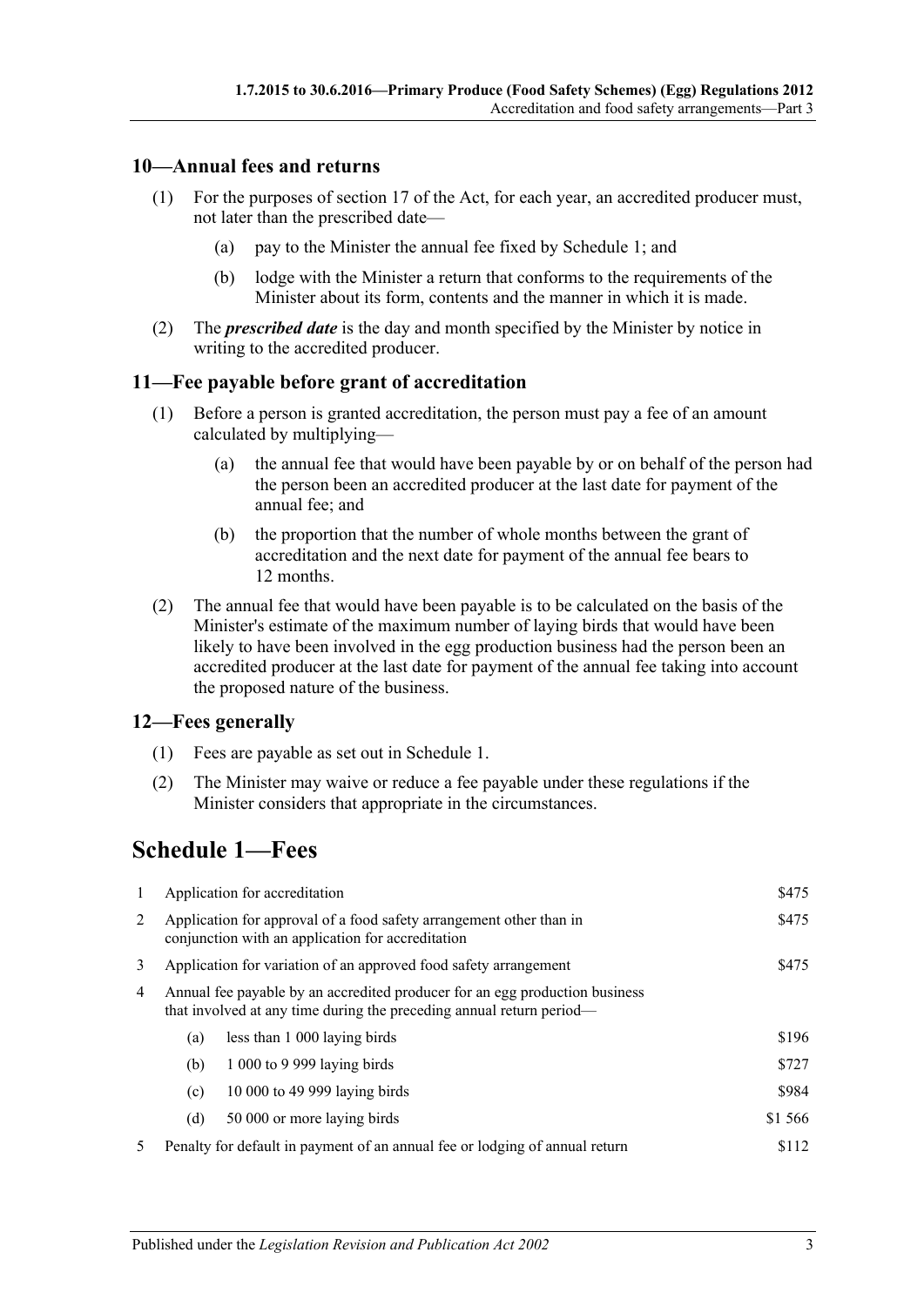## 10—Annual fees and returns

(1) For the purposes of section 17 of the Act, for each year, an accredited producer must, not later than the prescribed date—

(a) pay to the Minister the annual fee fixed by Schedule 1; and

(b) lodge with the Minister a return that conforms to the requirements of the Minister about its form, contents and the manner in which it is made.

(2) The ***prescribed date*** is the day and month specified by the Minister by notice in writing to the accredited producer.

## 11—Fee payable before grant of accreditation

(1) Before a person is granted accreditation, the person must pay a fee of an amount calculated by multiplying—

(a) the annual fee that would have been payable by or on behalf of the person had the person been an accredited producer at the last date for payment of the annual fee; and

(b) the proportion that the number of whole months between the grant of accreditation and the next date for payment of the annual fee bears to 12 months.

(2) The annual fee that would have been payable is to be calculated on the basis of the Minister's estimate of the maximum number of laying birds that would have been likely to have been involved in the egg production business had the person been an accredited producer at the last date for payment of the annual fee taking into account the proposed nature of the business.

## 12—Fees generally

(1) Fees are payable as set out in Schedule 1.

(2) The Minister may waive or reduce a fee payable under these regulations if the Minister considers that appropriate in the circumstances.

# Schedule 1—Fees

| | | | |
|---|---|---|---|
| 1 | Application for accreditation | | $475 |
| 2 | Application for approval of a food safety arrangement other than in conjunction with an application for accreditation | | $475 |
| 3 | Application for variation of an approved food safety arrangement | | $475 |
| 4 | Annual fee payable by an accredited producer for an egg production business that involved at any time during the preceding annual return period— | | |
| | (a) | less than 1 000 laying birds | $196 |
| | (b) | 1 000 to 9 999 laying birds | $727 |
| | (c) | 10 000 to 49 999 laying birds | $984 |
| | (d) | 50 000 or more laying birds | $1 566 |
| 5 | Penalty for default in payment of an annual fee or lodging of annual return | | $112 |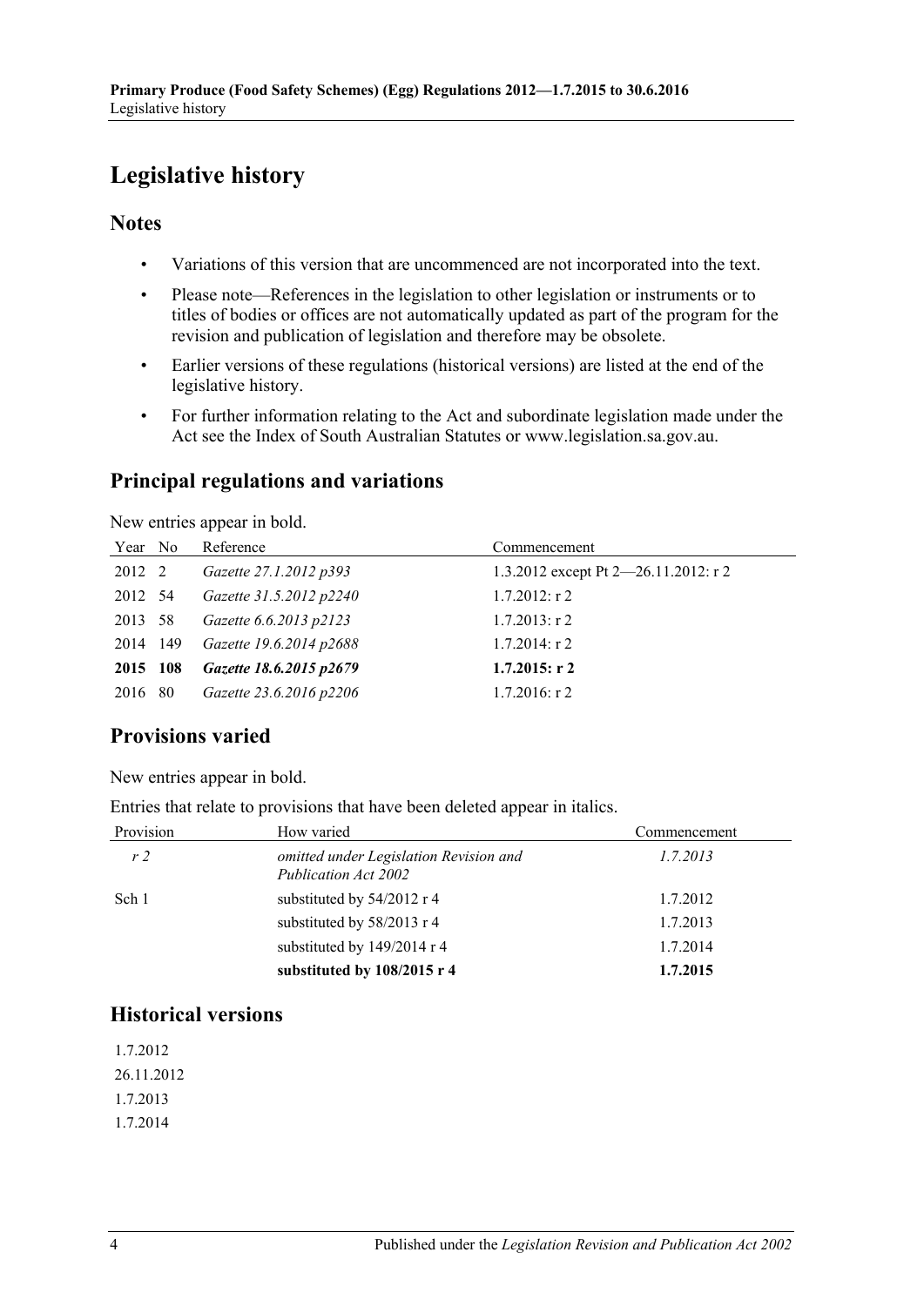# Legislative history

## Notes

- Variations of this version that are uncommenced are not incorporated into the text.
- Please note—References in the legislation to other legislation or instruments or to titles of bodies or offices are not automatically updated as part of the program for the revision and publication of legislation and therefore may be obsolete.
- Earlier versions of these regulations (historical versions) are listed at the end of the legislative history.
- For further information relating to the Act and subordinate legislation made under the Act see the Index of South Australian Statutes or www.legislation.sa.gov.au.

## Principal regulations and variations

New entries appear in bold.

| Year | No | Reference | Commencement |
|---|---|---|---|
| 2012 | 2 | *Gazette 27.1.2012 p393* | 1.3.2012 except Pt 2—26.11.2012: r 2 |
| 2012 | 54 | *Gazette 31.5.2012 p2240* | 1.7.2012: r 2 |
| 2013 | 58 | *Gazette 6.6.2013 p2123* | 1.7.2013: r 2 |
| 2014 | 149 | *Gazette 19.6.2014 p2688* | 1.7.2014: r 2 |
| **2015** | **108** | ***Gazette 18.6.2015 p2679*** | **1.7.2015: r 2** |
| 2016 | 80 | *Gazette 23.6.2016 p2206* | 1.7.2016: r 2 |

## Provisions varied

New entries appear in bold.

Entries that relate to provisions that have been deleted appear in italics.

| Provision | How varied | Commencement |
|---|---|---|
| *r 2* | *omitted under Legislation Revision and Publication Act 2002* | *1.7.2013* |
| Sch 1 | substituted by 54/2012 r 4 | 1.7.2012 |
| | substituted by 58/2013 r 4 | 1.7.2013 |
| | substituted by 149/2014 r 4 | 1.7.2014 |
| | **substituted by 108/2015 r 4** | **1.7.2015** |

## Historical versions

1.7.2012

26.11.2012

1.7.2013

1.7.2014